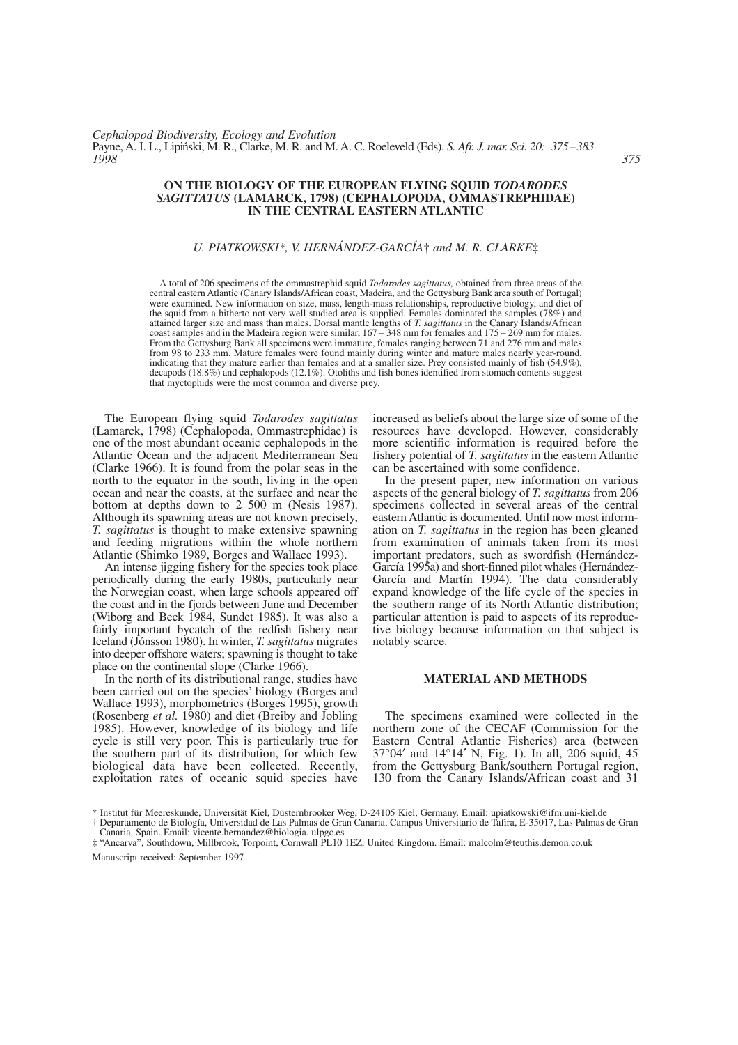# ON THE BIOLOGY OF THE EUROPEAN FLYING SQUID *TODARODES SAGITTATUS* (LAMARCK, 1798) (CEPHALOPODA, OMMASTREPHIDAE) IN THE CENTRAL EASTERN ATLANTIC

*U. PIATKOWSKI\*, V. HERNÁNDEZ-GARCÍA† and M. R. CLARKE‡*

A total of 206 specimens of the ommastrephid squid *Todarodes sagittatus,* obtained from three areas of the central eastern Atlantic (Canary Islands/African coast, Madeira, and the Gettysburg Bank area south of Portugal) were examined. New information on size, mass, length-mass relationships, reproductive biology, and diet of the squid from a hitherto not very well studied area is supplied. Females dominated the samples (78%) and attained larger size and mass than males. Dorsal mantle lengths of *T. sagittatus* in the Canary Islands/African coast samples and in the Madeira region were similar, 167 – 348 mm for females and 175 – 269 mm for males. From the Gettysburg Bank all specimens were immature, females ranging between 71 and 276 mm and males from 98 to 233 mm. Mature females were found mainly during winter and mature males nearly year-round, indicating that they mature earlier than females and at a smaller size. Prey consisted mainly of fish (54.9%), decapods (18.8%) and cephalopods (12.1%). Otoliths and fish bones identified from stomach contents suggest that myctophids were the most common and diverse prey.

The European flying squid *Todarodes sagittatus* (Lamarck, 1798) (Cephalopoda, Ommastrephidae) is one of the most abundant oceanic cephalopods in the Atlantic Ocean and the adjacent Mediterranean Sea (Clarke 1966). It is found from the polar seas in the north to the equator in the south, living in the open ocean and near the coasts, at the surface and near the bottom at depths down to 2 500 m (Nesis 1987). Although its spawning areas are not known precisely, *T. sagittatus* is thought to make extensive spawning and feeding migrations within the whole northern Atlantic (Shimko 1989, Borges and Wallace 1993).

An intense jigging fishery for the species took place periodically during the early 1980s, particularly near the Norwegian coast, when large schools appeared off the coast and in the fjords between June and December (Wiborg and Beck 1984, Sundet 1985). It was also a fairly important bycatch of the redfish fishery near Iceland (Jónsson 1980). In winter, *T. sagittatus* migrates into deeper offshore waters; spawning is thought to take place on the continental slope (Clarke 1966).

In the north of its distributional range, studies have been carried out on the species' biology (Borges and Wallace 1993), morphometrics (Borges 1995), growth (Rosenberg *et al.* 1980) and diet (Breiby and Jobling 1985). However, knowledge of its biology and life cycle is still very poor. This is particularly true for the southern part of its distribution, for which few biological data have been collected. Recently, exploitation rates of oceanic squid species have increased as beliefs about the large size of some of the resources have developed. However, considerably more scientific information is required before the fishery potential of *T. sagittatus* in the eastern Atlantic can be ascertained with some confidence.

In the present paper, new information on various aspects of the general biology of *T. sagittatus* from 206 specimens collected in several areas of the central eastern Atlantic is documented. Until now most information on *T. sagittatus* in the region has been gleaned from examination of animals taken from its most important predators, such as swordfish (Hernández-García 1995a) and short-finned pilot whales (Hernández-García and Martín 1994). The data considerably expand knowledge of the life cycle of the species in the southern range of its North Atlantic distribution; particular attention is paid to aspects of its reproductive biology because information on that subject is notably scarce.

## MATERIAL AND METHODS

The specimens examined were collected in the northern zone of the CECAF (Commission for the Eastern Central Atlantic Fisheries) area (between 37°04′ and 14°14′ N, Fig. 1). In all, 206 squid, 45 from the Gettysburg Bank/southern Portugal region, 130 from the Canary Islands/African coast and 31

\* Institut für Meereskunde, Universität Kiel, Düsternbrooker Weg, D-24105 Kiel, Germany. Email: upiatkowski@ifm.uni-kiel.de

† Departamento de Biología, Universidad de Las Palmas de Gran Canaria, Campus Universitario de Tafira, E-35017, Las Palmas de Gran Canaria, Spain. Email: vicente.hernandez@biologia. ulpgc.es

‡ "Ancarva", Southdown, Millbrook, Torpoint, Cornwall PL10 1EZ, United Kingdom. Email: malcolm@teuthis.demon.co.uk

Manuscript received: September 1997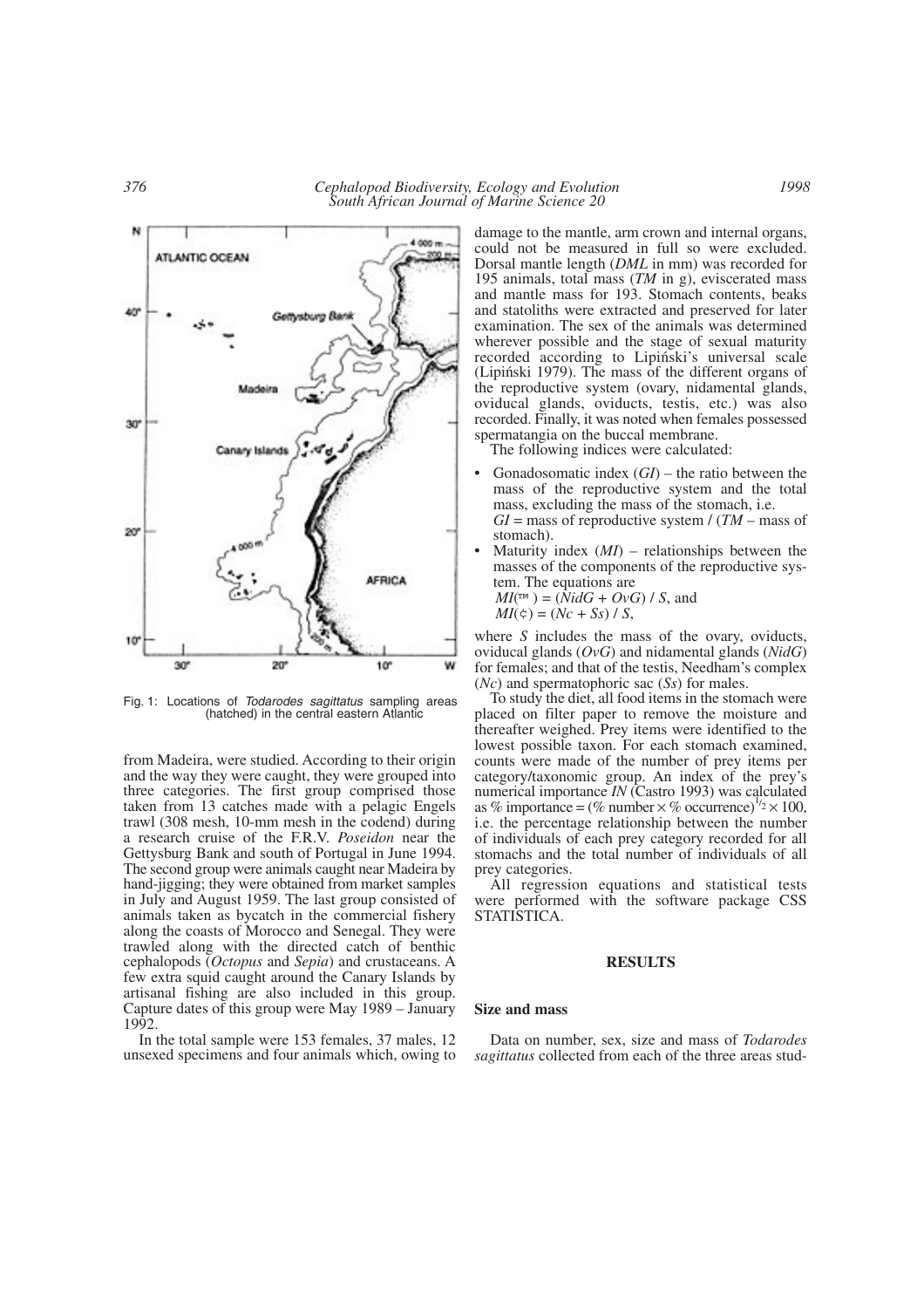Fig. 1: Locations of *Todarodes sagittatus* sampling areas (hatched) in the central eastern Atlantic

from Madeira, were studied. According to their origin and the way they were caught, they were grouped into three categories. The first group comprised those taken from 13 catches made with a pelagic Engels trawl (308 mesh, 10-mm mesh in the codend) during a research cruise of the F.R.V. *Poseidon* near the Gettysburg Bank and south of Portugal in June 1994. The second group were animals caught near Madeira by hand-jigging; they were obtained from market samples in July and August 1959. The last group consisted of animals taken as bycatch in the commercial fishery along the coasts of Morocco and Senegal. They were trawled along with the directed catch of benthic cephalopods (*Octopus* and *Sepia*) and crustaceans. A few extra squid caught around the Canary Islands by artisanal fishing are also included in this group. Capture dates of this group were May 1989 – January 1992.

In the total sample were 153 females, 37 males, 12 unsexed specimens and four animals which, owing to damage to the mantle, arm crown and internal organs, could not be measured in full so were excluded. Dorsal mantle length (*DML* in mm) was recorded for 195 animals, total mass (*TM* in g), eviscerated mass and mantle mass for 193. Stomach contents, beaks and statoliths were extracted and preserved for later examination. The sex of the animals was determined wherever possible and the stage of sexual maturity recorded according to Lipiński's universal scale (Lipiński 1979). The mass of the different organs of the reproductive system (ovary, nidamental glands, oviducal glands, oviducts, testis, etc.) was also recorded. Finally, it was noted when females possessed spermatangia on the buccal membrane.

The following indices were calculated:

- Gonadosomatic index (*GI*) – the ratio between the mass of the reproductive system and the total mass, excluding the mass of the stomach, i.e. $GI$ = mass of reproductive system / ($TM$ – mass of stomach).
- Maturity index (*MI*) – relationships between the masses of the components of the reproductive system. The equations are
  $MI(™) = (NidG + OvG) / S$, and
  $MI(¢) = (Nc + Ss) / S$,

where *S* includes the mass of the ovary, oviducts, oviducal glands (*OvG*) and nidamental glands (*NidG*) for females; and that of the testis, Needham's complex (*Nc*) and spermatophoric sac (*Ss*) for males.

To study the diet, all food items in the stomach were placed on filter paper to remove the moisture and thereafter weighed. Prey items were identified to the lowest possible taxon. For each stomach examined, counts were made of the number of prey items per category/taxonomic group. An index of the prey's numerical importance *IN* (Castro 1993) was calculated as % importance = (% number × % occurrence)$^{1/2}$ × 100, i.e. the percentage relationship between the number of individuals of each prey category recorded for all stomachs and the total number of individuals of all prey categories.

All regression equations and statistical tests were performed with the software package CSS STATISTICA.

## RESULTS

### Size and mass

Data on number, sex, size and mass of *Todarodes sagittatus* collected from each of the three areas stud-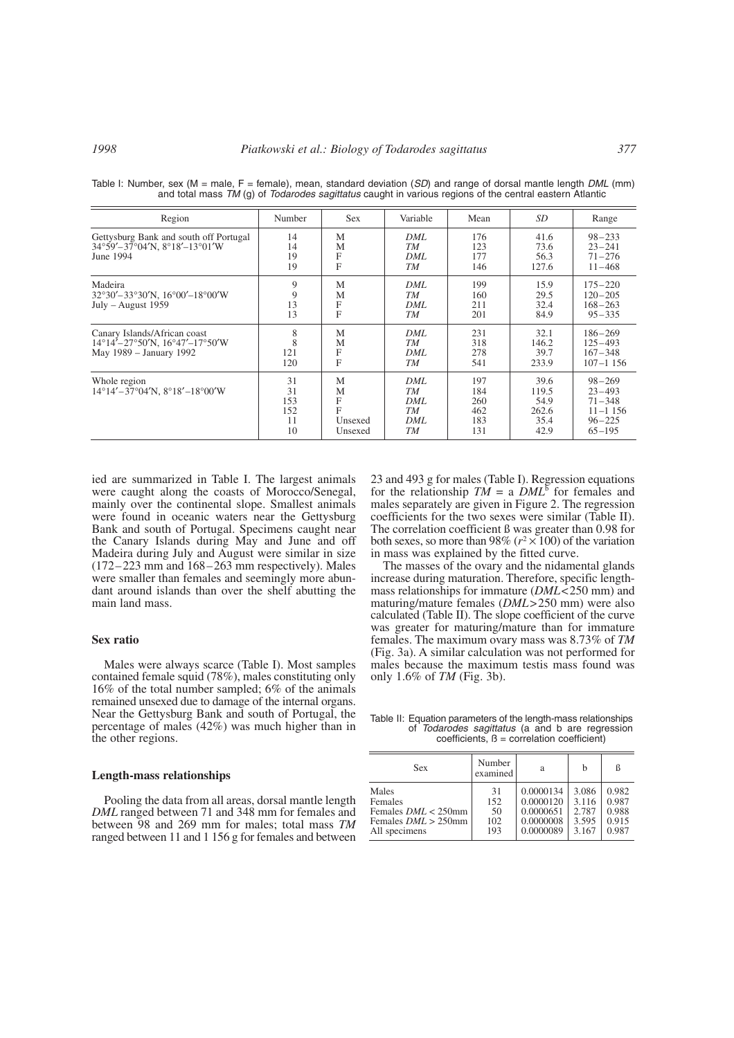Table I: Number, sex (M = male, F = female), mean, standard deviation (*SD*) and range of dorsal mantle length *DML* (mm) and total mass *TM* (g) of *Todarodes sagittatus* caught in various regions of the central eastern Atlantic

| Region | Number | Sex | Variable | Mean | *SD* | Range |
|---|---|---|---|---|---|---|
| Gettysburg Bank and south off Portugal 34°59′–37°04′N, 8°18′–13°01′W June 1994 | 14 | M | *DML* | 176 | 41.6 | 98–233 |
| | 14 | M | *TM* | 123 | 73.6 | 23–241 |
| | 19 | F | *DML* | 177 | 56.3 | 71–276 |
| | 19 | F | *TM* | 146 | 127.6 | 11–468 |
| Madeira 32°30′–33°30′N, 16°00′–18°00′W July – August 1959 | 9 | M | *DML* | 199 | 15.9 | 175–220 |
| | 9 | M | *TM* | 160 | 29.5 | 120–205 |
| | 13 | F | *DML* | 211 | 32.4 | 168–263 |
| | 13 | F | *TM* | 201 | 84.9 | 95–335 |
| Canary Islands/African coast 14°14′–27°50′N, 16°47′–17°50′W May 1989 – January 1992 | 8 | M | *DML* | 231 | 32.1 | 186–269 |
| | 8 | M | *TM* | 318 | 146.2 | 125–493 |
| | 121 | F | *DML* | 278 | 39.7 | 167–348 |
| | 120 | F | *TM* | 541 | 233.9 | 107–1 156 |
| Whole region 14°14′–37°04′N, 8°18′–18°00′W | 31 | M | *DML* | 197 | 39.6 | 98–269 |
| | 31 | M | *TM* | 184 | 119.5 | 23–493 |
| | 153 | F | *DML* | 260 | 54.9 | 71–348 |
| | 152 | F | *TM* | 462 | 262.6 | 11–1 156 |
| | 11 | Unsexed | *DML* | 183 | 35.4 | 96–225 |
| | 10 | Unsexed | *TM* | 131 | 42.9 | 65–195 |

ied are summarized in Table I. The largest animals were caught along the coasts of Morocco/Senegal, mainly over the continental slope. Smallest animals were found in oceanic waters near the Gettysburg Bank and south of Portugal. Specimens caught near the Canary Islands during May and June and off Madeira during July and August were similar in size (172–223 mm and 168–263 mm respectively). Males were smaller than females and seemingly more abundant around islands than over the shelf abutting the main land mass.

### Sex ratio

Males were always scarce (Table I). Most samples contained female squid (78%), males constituting only 16% of the total number sampled; 6% of the animals remained unsexed due to damage of the internal organs. Near the Gettysburg Bank and south of Portugal, the percentage of males (42%) was much higher than in the other regions.

### Length-mass relationships

Pooling the data from all areas, dorsal mantle length *DML* ranged between 71 and 348 mm for females and between 98 and 269 mm for males; total mass *TM* ranged between 11 and 1 156 g for females and between 23 and 493 g for males (Table I). Regression equations for the relationship $TM = a\ DML^b$ for females and males separately are given in Figure 2. The regression coefficients for the two sexes were similar (Table II). The correlation coefficient ß was greater than 0.98 for both sexes, so more than 98% ($r^2 \times 100$) of the variation in mass was explained by the fitted curve.

The masses of the ovary and the nidamental glands increase during maturation. Therefore, specific length-mass relationships for immature (*DML*<250 mm) and maturing/mature females (*DML*>250 mm) were also calculated (Table II). The slope coefficient of the curve was greater for maturing/mature than for immature females. The maximum ovary mass was 8.73% of *TM* (Fig. 3a). A similar calculation was not performed for males because the maximum testis mass found was only 1.6% of *TM* (Fig. 3b).

Table II: Equation parameters of the length-mass relationships of *Todarodes sagittatus* (a and b are regression coefficients, ß = correlation coefficient)

| Sex | Number examined | a | b | ß |
|---|---|---|---|---|
| Males | 31 | 0.0000134 | 3.086 | 0.982 |
| Females | 152 | 0.0000120 | 3.116 | 0.987 |
| Females *DML* < 250mm | 50 | 0.0000651 | 2.787 | 0.988 |
| Females *DML* > 250mm | 102 | 0.0000008 | 3.595 | 0.915 |
| All specimens | 193 | 0.0000089 | 3.167 | 0.987 |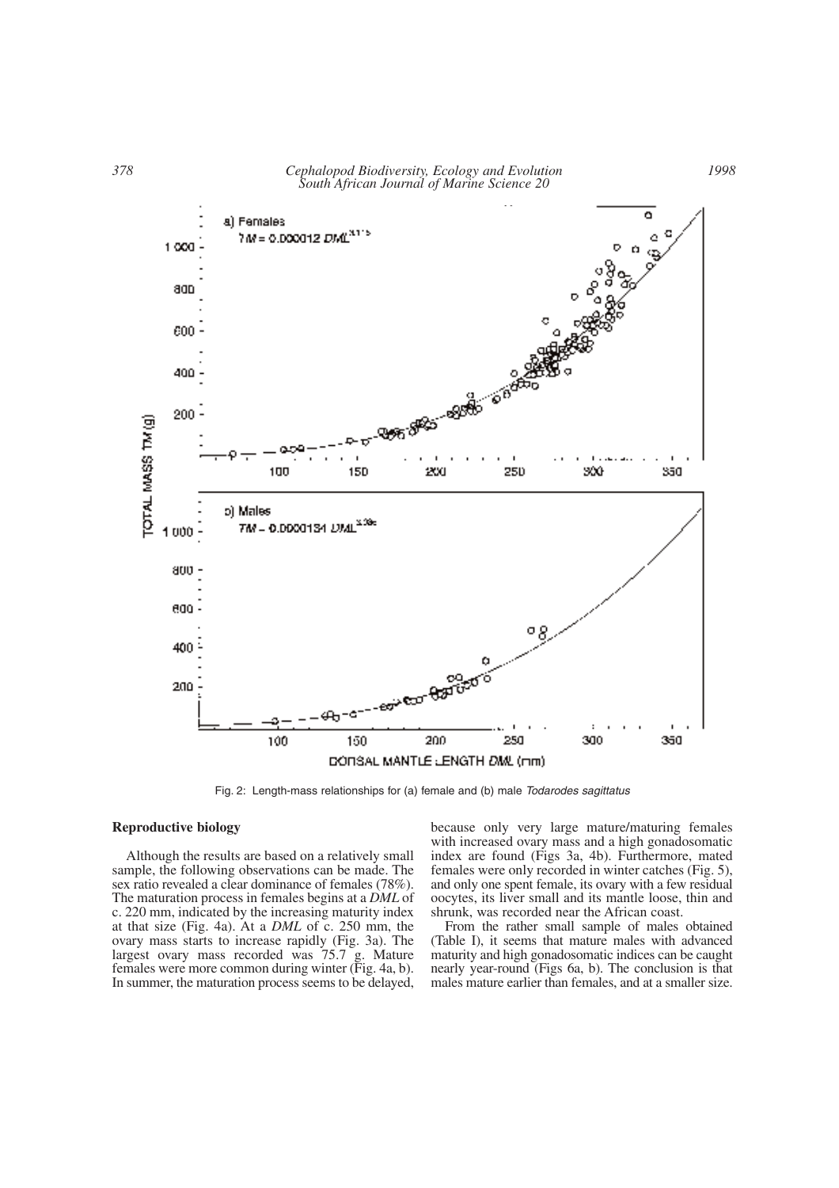Fig. 2: Length-mass relationships for (a) female and (b) male *Todarodes sagittatus*

### Reproductive biology

Although the results are based on a relatively small sample, the following observations can be made. The sex ratio revealed a clear dominance of females (78%). The maturation process in females begins at a *DML* of c. 220 mm, indicated by the increasing maturity index at that size (Fig. 4a). At a *DML* of c. 250 mm, the ovary mass starts to increase rapidly (Fig. 3a). The largest ovary mass recorded was 75.7 g. Mature females were more common during winter (Fig. 4a, b). In summer, the maturation process seems to be delayed, because only very large mature/maturing females with increased ovary mass and a high gonadosomatic index are found (Figs 3a, 4b). Furthermore, mated females were only recorded in winter catches (Fig. 5), and only one spent female, its ovary with a few residual oocytes, its liver small and its mantle loose, thin and shrunk, was recorded near the African coast.

From the rather small sample of males obtained (Table I), it seems that mature males with advanced maturity and high gonadosomatic indices can be caught nearly year-round (Figs 6a, b). The conclusion is that males mature earlier than females, and at a smaller size.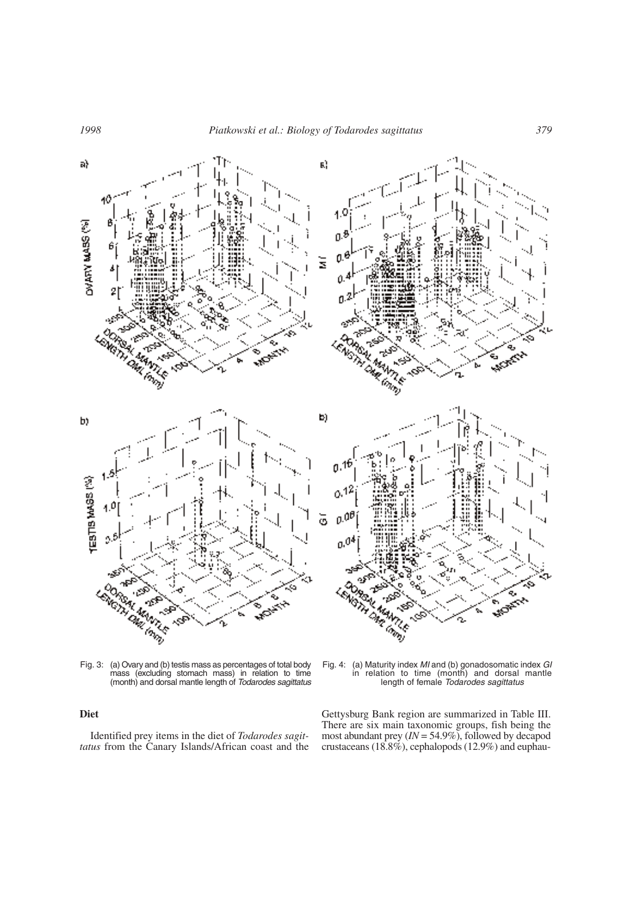Fig. 3: (a) Ovary and (b) testis mass as percentages of total body mass (excluding stomach mass) in relation to time (month) and dorsal mantle length of *Todarodes sagittatus*

Fig. 4: (a) Maturity index *MI* and (b) gonadosomatic index *GI* in relation to time (month) and dorsal mantle length of female *Todarodes sagittatus*

## Diet

Identified prey items in the diet of *Todarodes sagittatus* from the Canary Islands/African coast and the Gettysburg Bank region are summarized in Table III. There are six main taxonomic groups, fish being the most abundant prey (*IN* = 54.9%), followed by decapod crustaceans (18.8%), cephalopods (12.9%) and euphau-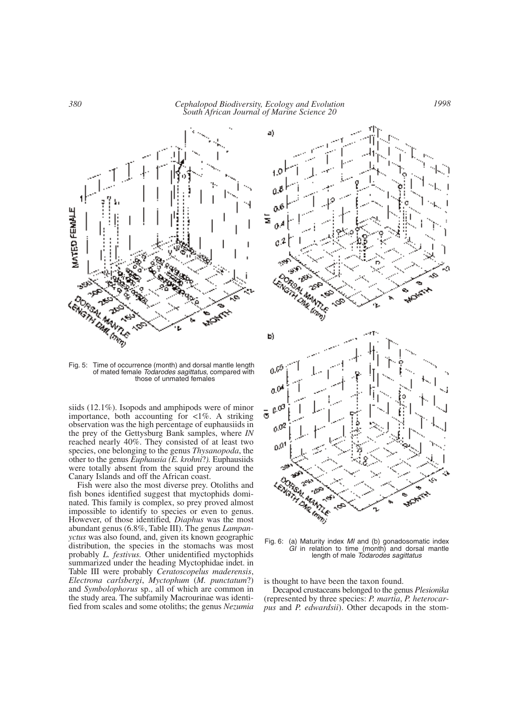Fig. 5: Time of occurrence (month) and dorsal mantle length of mated female *Todarodes sagittatus*, compared with those of unmated females

siids (12.1%). Isopods and amphipods were of minor importance, both accounting for <1%. A striking observation was the high percentage of euphausiids in the prey of the Gettysburg Bank samples, where *IN* reached nearly 40%. They consisted of at least two species, one belonging to the genus *Thysanopoda*, the other to the genus *Euphausia (E. krohni*?*)*. Euphausiids were totally absent from the squid prey around the Canary Islands and off the African coast.

Fish were also the most diverse prey. Otoliths and fish bones identified suggest that myctophids dominated. This family is complex, so prey proved almost impossible to identify to species or even to genus. However, of those identified, *Diaphus* was the most abundant genus (6.8%, Table III). The genus *Lampanyctus* was also found, and, given its known geographic distribution, the species in the stomachs was most probably *L. festivus*. Other unidentified myctophids summarized under the heading Myctophidae indet. in Table III were probably *Ceratoscopelus maderensis*, *Electrona carlsbergi*, *Myctophum* (*M. punctatum*?) and *Symbolophorus* sp., all of which are common in the study area. The subfamily Macrourinae was identified from scales and some otoliths; the genus *Nezumia* is thought to have been the taxon found.

Fig. 6: (a) Maturity index *MI* and (b) gonadosomatic index *GI* in relation to time (month) and dorsal mantle length of male *Todarodes sagittatus*

Decapod crustaceans belonged to the genus *Plesionika* (represented by three species: *P. martia*, *P. heterocarpus* and *P. edwardsii*). Other decapods in the stom-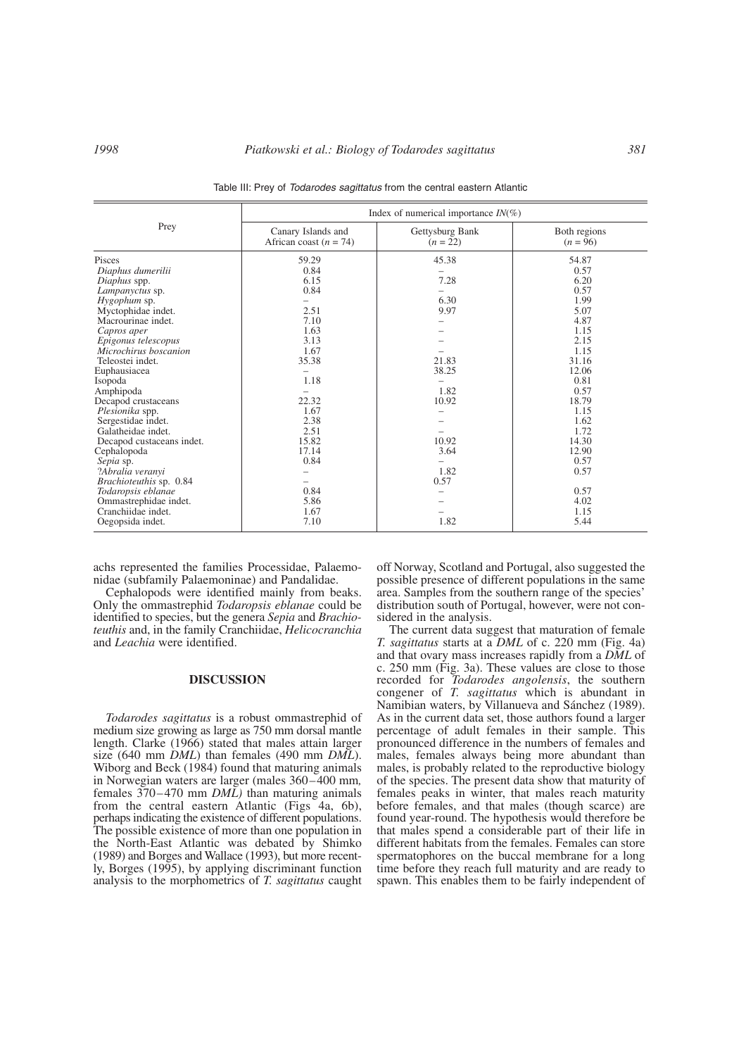Table III: Prey of *Todarodes sagittatus* from the central eastern Atlantic

| Prey | Index of numerical importance *IN*(%) | | |
|---|---|---|---|
| | Canary Islands and African coast (*n* = 74) | Gettysburg Bank (*n* = 22) | Both regions (*n* = 96) |
| Pisces | 59.29 | 45.38 | 54.87 |
| *Diaphus dumerilii* | 0.84 | – | 0.57 |
| *Diaphus* spp. | 6.15 | 7.28 | 6.20 |
| *Lampanyctus* sp. | 0.84 | – | 0.57 |
| *Hygophum* sp. | – | 6.30 | 1.99 |
| Myctophidae indet. | 2.51 | 9.97 | 5.07 |
| Macrourinae indet. | 7.10 | – | 4.87 |
| *Capros aper* | 1.63 | – | 1.15 |
| *Epigonus telescopus* | 3.13 | – | 2.15 |
| *Microchirus boscanion* | 1.67 | – | 1.15 |
| Teleostei indet. | 35.38 | 21.83 | 31.16 |
| Euphausiacea | – | 38.25 | 12.06 |
| Isopoda | 1.18 | – | 0.81 |
| Amphipoda | – | 1.82 | 0.57 |
| Decapod crustaceans | 22.32 | 10.92 | 18.79 |
| *Plesionika* spp. | 1.67 | – | 1.15 |
| Sergestidae indet. | 2.38 | – | 1.62 |
| Galatheidae indet. | 2.51 | – | 1.72 |
| Decapod custaceans indet. | 15.82 | 10.92 | 14.30 |
| Cephalopoda | 17.14 | 3.64 | 12.90 |
| *Sepia* sp. | 0.84 | – | 0.57 |
| *?Abralia veranyi* | – | 1.82 | 0.57 |
| *Brachioteuthis* sp. 0.84 | – | 0.57 | |
| *Todaropsis eblanae* | 0.84 | – | 0.57 |
| Ommastrephidae indet. | 5.86 | – | 4.02 |
| Cranchiidae indet. | 1.67 | – | 1.15 |
| Oegopsida indet. | 7.10 | 1.82 | 5.44 |

achs represented the families Processidae, Palaemonidae (subfamily Palaemoninae) and Pandalidae.

Cephalopods were identified mainly from beaks. Only the ommastrephid *Todaropsis eblanae* could be identified to species, but the genera *Sepia* and *Brachioteuthis* and, in the family Cranchiidae, *Helicocranchia* and *Leachia* were identified.

## DISCUSSION

*Todarodes sagittatus* is a robust ommastrephid of medium size growing as large as 750 mm dorsal mantle length. Clarke (1966) stated that males attain larger size (640 mm *DML*) than females (490 mm *DML*). Wiborg and Beck (1984) found that maturing animals in Norwegian waters are larger (males 360–400 mm, females 370–470 mm *DML)* than maturing animals from the central eastern Atlantic (Figs 4a, 6b), perhaps indicating the existence of different populations. The possible existence of more than one population in the North-East Atlantic was debated by Shimko (1989) and Borges and Wallace (1993), but more recently, Borges (1995), by applying discriminant function analysis to the morphometrics of *T. sagittatus* caught off Norway, Scotland and Portugal, also suggested the possible presence of different populations in the same area. Samples from the southern range of the species' distribution south of Portugal, however, were not considered in the analysis.

The current data suggest that maturation of female *T. sagittatus* starts at a *DML* of c. 220 mm (Fig. 4a) and that ovary mass increases rapidly from a *DML* of c. 250 mm (Fig. 3a). These values are close to those recorded for *Todarodes angolensis*, the southern congener of *T. sagittatus* which is abundant in Namibian waters, by Villanueva and Sánchez (1989). As in the current data set, those authors found a larger percentage of adult females in their sample. This pronounced difference in the numbers of females and males, females always being more abundant than males, is probably related to the reproductive biology of the species. The present data show that maturity of females peaks in winter, that males reach maturity before females, and that males (though scarce) are found year-round. The hypothesis would therefore be that males spend a considerable part of their life in different habitats from the females. Females can store spermatophores on the buccal membrane for a long time before they reach full maturity and are ready to spawn. This enables them to be fairly independent of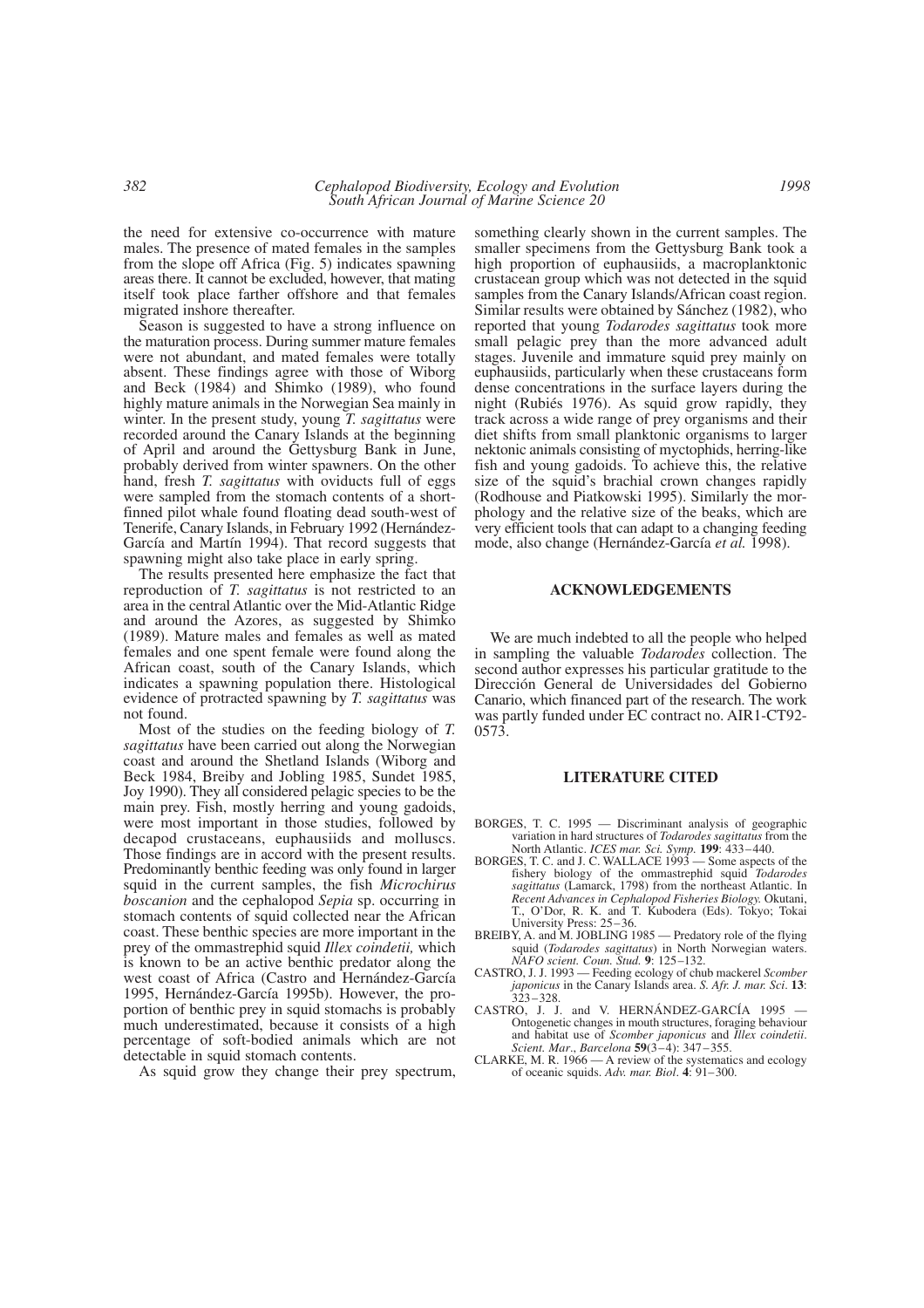the need for extensive co-occurrence with mature males. The presence of mated females in the samples from the slope off Africa (Fig. 5) indicates spawning areas there. It cannot be excluded, however, that mating itself took place farther offshore and that females migrated inshore thereafter.

Season is suggested to have a strong influence on the maturation process. During summer mature females were not abundant, and mated females were totally absent. These findings agree with those of Wiborg and Beck (1984) and Shimko (1989), who found highly mature animals in the Norwegian Sea mainly in winter. In the present study, young *T. sagittatus* were recorded around the Canary Islands at the beginning of April and around the Gettysburg Bank in June, probably derived from winter spawners. On the other hand, fresh *T. sagittatus* with oviducts full of eggs were sampled from the stomach contents of a short-finned pilot whale found floating dead south-west of Tenerife, Canary Islands, in February 1992 (Hernández-García and Martín 1994). That record suggests that spawning might also take place in early spring.

The results presented here emphasize the fact that reproduction of *T. sagittatus* is not restricted to an area in the central Atlantic over the Mid-Atlantic Ridge and around the Azores, as suggested by Shimko (1989). Mature males and females as well as mated females and one spent female were found along the African coast, south of the Canary Islands, which indicates a spawning population there. Histological evidence of protracted spawning by *T. sagittatus* was not found.

Most of the studies on the feeding biology of *T. sagittatus* have been carried out along the Norwegian coast and around the Shetland Islands (Wiborg and Beck 1984, Breiby and Jobling 1985, Sundet 1985, Joy 1990). They all considered pelagic species to be the main prey. Fish, mostly herring and young gadoids, were most important in those studies, followed by decapod crustaceans, euphausiids and molluscs. Those findings are in accord with the present results. Predominantly benthic feeding was only found in larger squid in the current samples, the fish *Microchirus boscanion* and the cephalopod *Sepia* sp. occurring in stomach contents of squid collected near the African coast. These benthic species are more important in the prey of the ommastrephid squid *Illex coindetii,* which is known to be an active benthic predator along the west coast of Africa (Castro and Hernández-García 1995, Hernández-García 1995b). However, the proportion of benthic prey in squid stomachs is probably much underestimated, because it consists of a high percentage of soft-bodied animals which are not detectable in squid stomach contents.

As squid grow they change their prey spectrum, something clearly shown in the current samples. The smaller specimens from the Gettysburg Bank took a high proportion of euphausiids, a macroplanktonic crustacean group which was not detected in the squid samples from the Canary Islands/African coast region. Similar results were obtained by Sánchez (1982), who reported that young *Todarodes sagittatus* took more small pelagic prey than the more advanced adult stages. Juvenile and immature squid prey mainly on euphausiids, particularly when these crustaceans form dense concentrations in the surface layers during the night (Rubiés 1976). As squid grow rapidly, they track across a wide range of prey organisms and their diet shifts from small planktonic organisms to larger nektonic animals consisting of myctophids, herring-like fish and young gadoids. To achieve this, the relative size of the squid's brachial crown changes rapidly (Rodhouse and Piatkowski 1995). Similarly the morphology and the relative size of the beaks, which are very efficient tools that can adapt to a changing feeding mode, also change (Hernández-García *et al.* 1998).

## ACKNOWLEDGEMENTS

We are much indebted to all the people who helped in sampling the valuable *Todarodes* collection. The second author expresses his particular gratitude to the Dirección General de Universidades del Gobierno Canario, which financed part of the research. The work was partly funded under EC contract no. AIR1-CT92-0573.

## LITERATURE CITED

BORGES, T. C. 1995 — Discriminant analysis of geographic variation in hard structures of *Todarodes sagittatus* from the North Atlantic. *ICES mar. Sci. Symp.* **199**: 433–440.

BORGES, T. C. and J. C. WALLACE 1993 — Some aspects of the fishery biology of the ommastrephid squid *Todarodes sagittatus* (Lamarck, 1798) from the northeast Atlantic. In *Recent Advances in Cephalopod Fisheries Biology.* Okutani, T., O'Dor, R. K. and T. Kubodera (Eds). Tokyo; Tokai University Press: 25–36.

BREIBY, A. and M. JOBLING 1985 — Predatory role of the flying squid (*Todarodes sagittatus*) in North Norwegian waters. *NAFO scient. Coun. Stud.* **9**: 125–132.

CASTRO, J. J. 1993 — Feeding ecology of chub mackerel *Scomber japonicus* in the Canary Islands area. *S. Afr. J. mar. Sci.* **13**: 323–328.

CASTRO, J. J. and V. HERNÁNDEZ-GARCÍA 1995 — Ontogenetic changes in mouth structures, foraging behaviour and habitat use of *Scomber japonicus* and *Illex coindetii*. *Scient. Mar., Barcelona* **59**(3–4): 347–355.

CLARKE, M. R. 1966 — A review of the systematics and ecology of oceanic squids. *Adv. mar. Biol.* **4**: 91–300.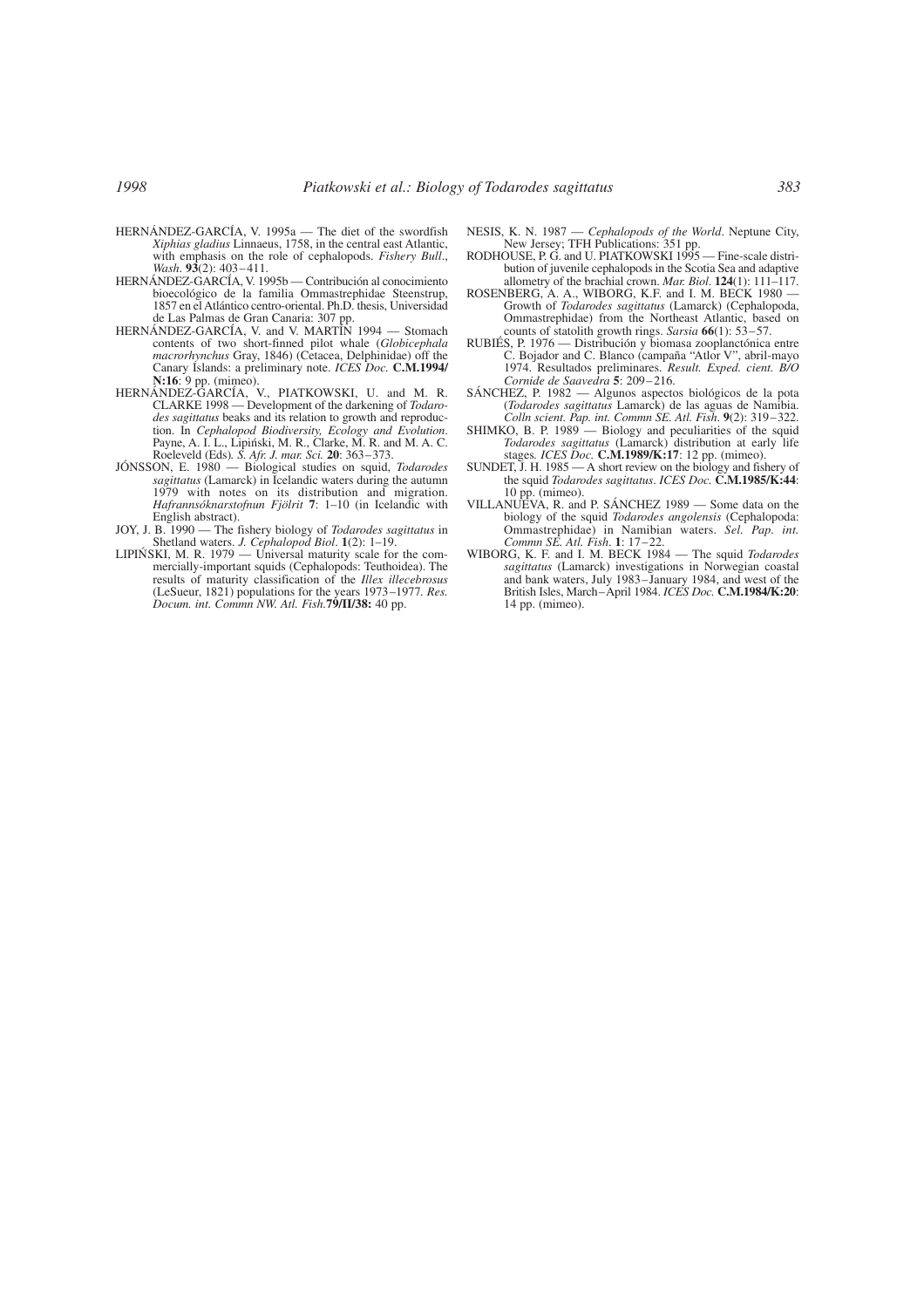HERNÁNDEZ-GARCÍA, V. 1995a — The diet of the swordfish *Xiphias gladius* Linnaeus, 1758, in the central east Atlantic, with emphasis on the role of cephalopods. *Fishery Bull., Wash.* **93**(2): 403–411.

HERNÁNDEZ-GARCÍA, V. 1995b — Contribución al conocimiento bioecológico de la familia Ommastrephidae Steenstrup, 1857 en el Atlántico centro-oriental. Ph.D. thesis, Universidad de Las Palmas de Gran Canaria: 307 pp.

HERNÁNDEZ-GARCÍA, V. and V. MARTÍN 1994 — Stomach contents of two short-finned pilot whale (*Globicephala macrorhynchus* Gray, 1846) (Cetacea, Delphinidae) off the Canary Islands: a preliminary note. *ICES Doc.* **C.M.1994/N:16**: 9 pp. (mimeo).

HERNÁNDEZ-GARCÍA, V., PIATKOWSKI, U. and M. R. CLARKE 1998 — Development of the darkening of *Todarodes sagittatus* beaks and its relation to growth and reproduction. In *Cephalopod Biodiversity, Ecology and Evolution*. Payne, A. I. L., Lipiński, M. R., Clarke, M. R. and M. A. C. Roeleveld (Eds). *S. Afr. J. mar. Sci.* **20**: 363–373.

JÓNSSON, E. 1980 — Biological studies on squid, *Todarodes sagittatus* (Lamarck) in Icelandic waters during the autumn 1979 with notes on its distribution and migration. *Hafrannsóknarstofnun Fjölrit* **7**: 1–10 (in Icelandic with English abstract).

JOY, J. B. 1990 — The fishery biology of *Todarodes sagittatus* in Shetland waters. *J. Cephalopod Biol.* **1**(2): 1–19.

LIPIŃSKI, M. R. 1979 — Universal maturity scale for the commercially-important squids (Cephalopods: Teuthoidea). The results of maturity classification of the *Illex illecebrosus* (LeSueur, 1821) populations for the years 1973–1977. *Res. Docum. int. Commn NW. Atl. Fish.***79/II/38:** 40 pp.

NESIS, K. N. 1987 — *Cephalopods of the World*. Neptune City, New Jersey; TFH Publications: 351 pp.

RODHOUSE, P. G. and U. PIATKOWSKI 1995 — Fine-scale distribution of juvenile cephalopods in the Scotia Sea and adaptive allometry of the brachial crown. *Mar. Biol.* **124**(1): 111–117.

ROSENBERG, A. A., WIBORG, K.F. and I. M. BECK 1980 — Growth of *Todarodes sagittatus* (Lamarck) (Cephalopoda, Ommastrephidae) from the Northeast Atlantic, based on counts of statolith growth rings. *Sarsia* **66**(1): 53–57.

RUBIÉS, P. 1976 — Distribución y biomasa zooplanctónica entre C. Bojador and C. Blanco (campaña "Atlor V", abril-mayo 1974. Resultados preliminares. *Result. Exped. cient. B/O Cornide de Saavedra* **5**: 209–216.

SÁNCHEZ, P. 1982 — Algunos aspectos biológicos de la pota (*Todarodes sagittatus* Lamarck) de las aguas de Namibia. *Colln scient. Pap. int. Commn SE. Atl. Fish.* **9**(2): 319–322.

SHIMKO, B. P. 1989 — Biology and peculiarities of the squid *Todarodes sagittatus* (Lamarck) distribution at early life stages. *ICES Doc.* **C.M.1989/K:17**: 12 pp. (mimeo).

SUNDET, J. H. 1985 — A short review on the biology and fishery of the squid *Todarodes sagittatus*. *ICES Doc.* **C.M.1985/K:44**: 10 pp. (mimeo).

VILLANUEVA, R. and P. SÁNCHEZ 1989 — Some data on the biology of the squid *Todarodes angolensis* (Cephalopoda: Ommastrephidae) in Namibian waters. *Sel. Pap. int. Commn SE. Atl. Fish.* **1**: 17–22.

WIBORG, K. F. and I. M. BECK 1984 — The squid *Todarodes sagittatus* (Lamarck) investigations in Norwegian coastal and bank waters, July 1983–January 1984, and west of the British Isles, March–April 1984. *ICES Doc.* **C.M.1984/K:20**: 14 pp. (mimeo).